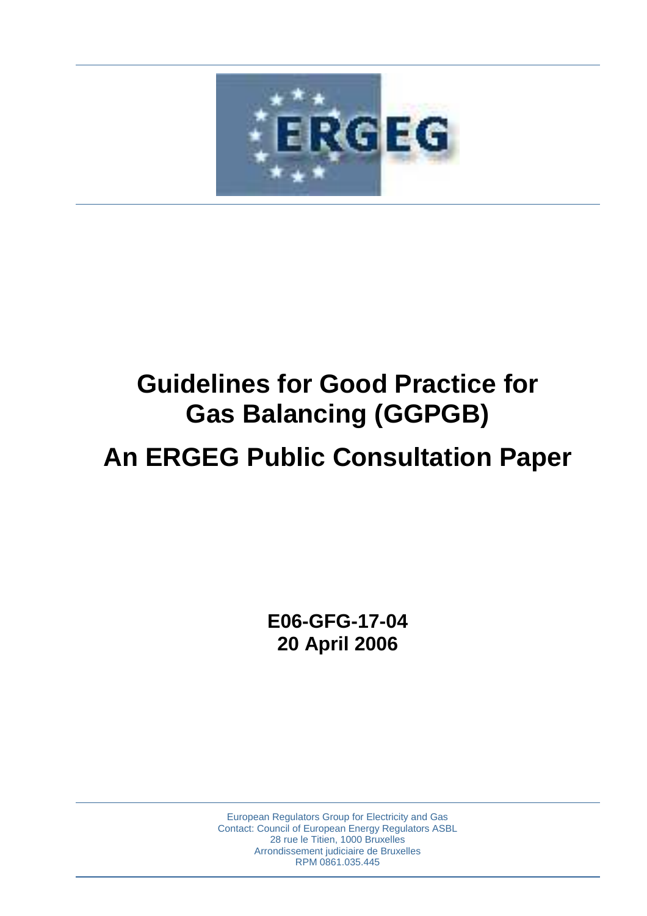# Guidelines for Good Practice for Gas Balancing (GGPGB)

# An ERGEG Public Consultation Paper

**E06-GFG-17-04**
**20 April 2006**

European Regulators Group for Electricity and Gas
Contact: Council of European Energy Regulators ASBL
28 rue le Titien, 1000 Bruxelles
Arrondissement judiciaire de Bruxelles
RPM 0861.035.445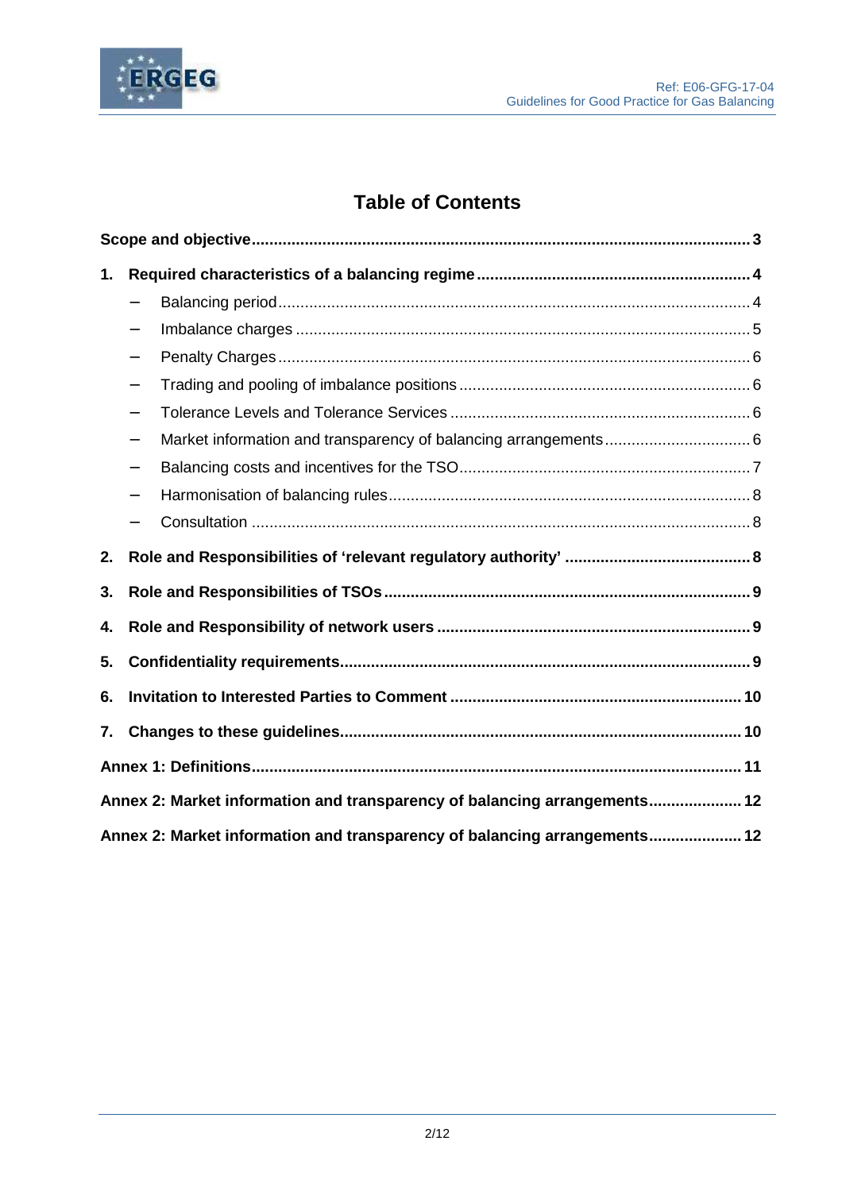# Table of Contents

**Scope and objective** ........ 3

**1. Required characteristics of a balancing regime** ........ 4

- Balancing period ........ 4
- Imbalance charges ........ 5
- Penalty Charges ........ 6
- Trading and pooling of imbalance positions ........ 6
- Tolerance Levels and Tolerance Services ........ 6
- Market information and transparency of balancing arrangements ........ 6
- Balancing costs and incentives for the TSO ........ 7
- Harmonisation of balancing rules ........ 8
- Consultation ........ 8

**2. Role and Responsibilities of 'relevant regulatory authority'** ........ 8

**3. Role and Responsibilities of TSOs** ........ 9

**4. Role and Responsibility of network users** ........ 9

**5. Confidentiality requirements** ........ 9

**6. Invitation to Interested Parties to Comment** ........ 10

**7. Changes to these guidelines** ........ 10

**Annex 1: Definitions** ........ 11

**Annex 2: Market information and transparency of balancing arrangements** ........ 12

**Annex 2: Market information and transparency of balancing arrangements** ........ 12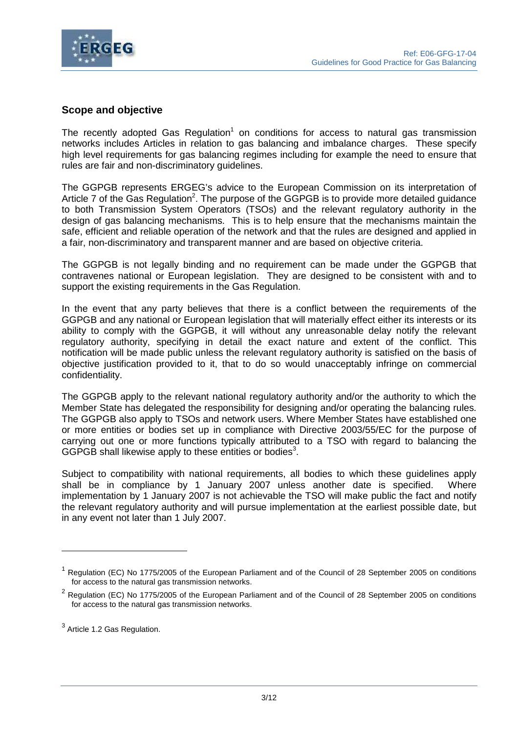## Scope and objective

The recently adopted Gas Regulation[1] on conditions for access to natural gas transmission networks includes Articles in relation to gas balancing and imbalance charges. These specify high level requirements for gas balancing regimes including for example the need to ensure that rules are fair and non-discriminatory guidelines.

The GGPGB represents ERGEG's advice to the European Commission on its interpretation of Article 7 of the Gas Regulation[2]. The purpose of the GGPGB is to provide more detailed guidance to both Transmission System Operators (TSOs) and the relevant regulatory authority in the design of gas balancing mechanisms. This is to help ensure that the mechanisms maintain the safe, efficient and reliable operation of the network and that the rules are designed and applied in a fair, non-discriminatory and transparent manner and are based on objective criteria.

The GGPGB is not legally binding and no requirement can be made under the GGPGB that contravenes national or European legislation. They are designed to be consistent with and to support the existing requirements in the Gas Regulation.

In the event that any party believes that there is a conflict between the requirements of the GGPGB and any national or European legislation that will materially effect either its interests or its ability to comply with the GGPGB, it will without any unreasonable delay notify the relevant regulatory authority, specifying in detail the exact nature and extent of the conflict. This notification will be made public unless the relevant regulatory authority is satisfied on the basis of objective justification provided to it, that to do so would unacceptably infringe on commercial confidentiality.

The GGPGB apply to the relevant national regulatory authority and/or the authority to which the Member State has delegated the responsibility for designing and/or operating the balancing rules. The GGPGB also apply to TSOs and network users. Where Member States have established one or more entities or bodies set up in compliance with Directive 2003/55/EC for the purpose of carrying out one or more functions typically attributed to a TSO with regard to balancing the GGPGB shall likewise apply to these entities or bodies[3].

Subject to compatibility with national requirements, all bodies to which these guidelines apply shall be in compliance by 1 January 2007 unless another date is specified. Where implementation by 1 January 2007 is not achievable the TSO will make public the fact and notify the relevant regulatory authority and will pursue implementation at the earliest possible date, but in any event not later than 1 July 2007.

---

[1] Regulation (EC) No 1775/2005 of the European Parliament and of the Council of 28 September 2005 on conditions for access to the natural gas transmission networks.

[2] Regulation (EC) No 1775/2005 of the European Parliament and of the Council of 28 September 2005 on conditions for access to the natural gas transmission networks.

[3] Article 1.2 Gas Regulation.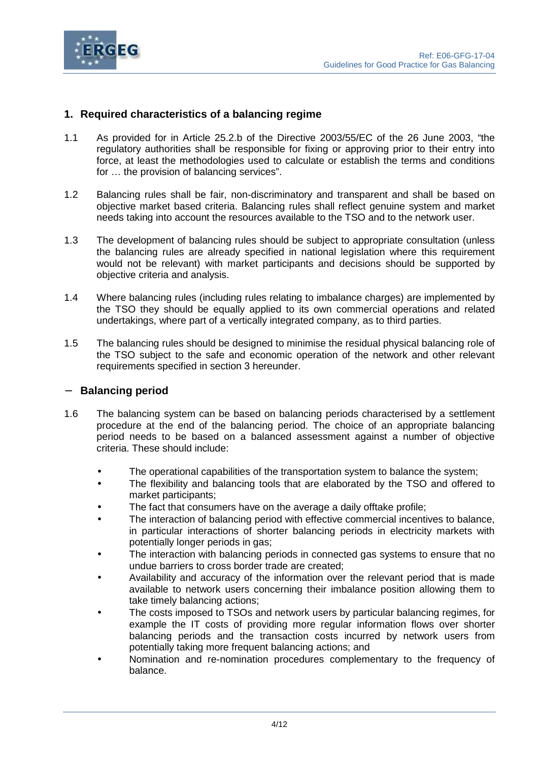## 1. Required characteristics of a balancing regime

1.1 As provided for in Article 25.2.b of the Directive 2003/55/EC of the 26 June 2003, "the regulatory authorities shall be responsible for fixing or approving prior to their entry into force, at least the methodologies used to calculate or establish the terms and conditions for … the provision of balancing services".

1.2 Balancing rules shall be fair, non-discriminatory and transparent and shall be based on objective market based criteria. Balancing rules shall reflect genuine system and market needs taking into account the resources available to the TSO and to the network user.

1.3 The development of balancing rules should be subject to appropriate consultation (unless the balancing rules are already specified in national legislation where this requirement would not be relevant) with market participants and decisions should be supported by objective criteria and analysis.

1.4 Where balancing rules (including rules relating to imbalance charges) are implemented by the TSO they should be equally applied to its own commercial operations and related undertakings, where part of a vertically integrated company, as to third parties.

1.5 The balancing rules should be designed to minimise the residual physical balancing role of the TSO subject to the safe and economic operation of the network and other relevant requirements specified in section 3 hereunder.

### − Balancing period

1.6 The balancing system can be based on balancing periods characterised by a settlement procedure at the end of the balancing period. The choice of an appropriate balancing period needs to be based on a balanced assessment against a number of objective criteria. These should include:

- The operational capabilities of the transportation system to balance the system;
- The flexibility and balancing tools that are elaborated by the TSO and offered to market participants;
- The fact that consumers have on the average a daily offtake profile;
- The interaction of balancing period with effective commercial incentives to balance, in particular interactions of shorter balancing periods in electricity markets with potentially longer periods in gas;
- The interaction with balancing periods in connected gas systems to ensure that no undue barriers to cross border trade are created;
- Availability and accuracy of the information over the relevant period that is made available to network users concerning their imbalance position allowing them to take timely balancing actions;
- The costs imposed to TSOs and network users by particular balancing regimes, for example the IT costs of providing more regular information flows over shorter balancing periods and the transaction costs incurred by network users from potentially taking more frequent balancing actions; and
- Nomination and re-nomination procedures complementary to the frequency of balance.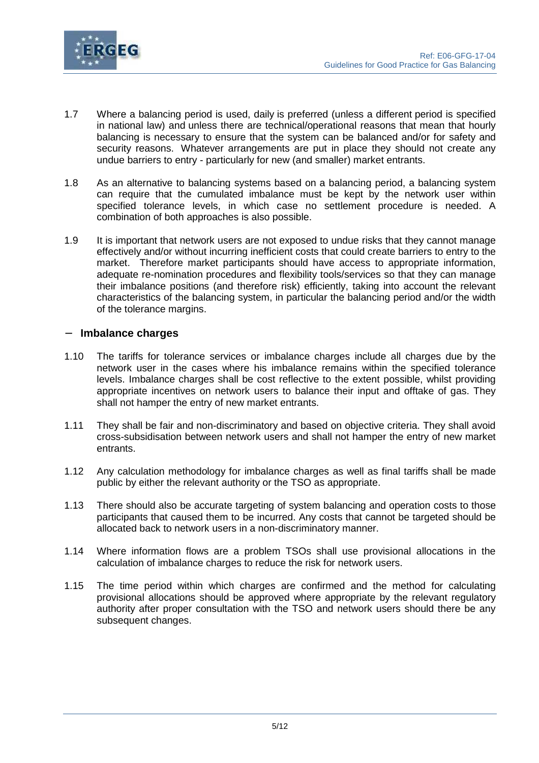1.7 Where a balancing period is used, daily is preferred (unless a different period is specified in national law) and unless there are technical/operational reasons that mean that hourly balancing is necessary to ensure that the system can be balanced and/or for safety and security reasons. Whatever arrangements are put in place they should not create any undue barriers to entry - particularly for new (and smaller) market entrants.

1.8 As an alternative to balancing systems based on a balancing period, a balancing system can require that the cumulated imbalance must be kept by the network user within specified tolerance levels, in which case no settlement procedure is needed. A combination of both approaches is also possible.

1.9 It is important that network users are not exposed to undue risks that they cannot manage effectively and/or without incurring inefficient costs that could create barriers to entry to the market. Therefore market participants should have access to appropriate information, adequate re-nomination procedures and flexibility tools/services so that they can manage their imbalance positions (and therefore risk) efficiently, taking into account the relevant characteristics of the balancing system, in particular the balancing period and/or the width of the tolerance margins.

### – Imbalance charges

1.10 The tariffs for tolerance services or imbalance charges include all charges due by the network user in the cases where his imbalance remains within the specified tolerance levels. Imbalance charges shall be cost reflective to the extent possible, whilst providing appropriate incentives on network users to balance their input and offtake of gas. They shall not hamper the entry of new market entrants.

1.11 They shall be fair and non-discriminatory and based on objective criteria. They shall avoid cross-subsidisation between network users and shall not hamper the entry of new market entrants.

1.12 Any calculation methodology for imbalance charges as well as final tariffs shall be made public by either the relevant authority or the TSO as appropriate.

1.13 There should also be accurate targeting of system balancing and operation costs to those participants that caused them to be incurred. Any costs that cannot be targeted should be allocated back to network users in a non-discriminatory manner.

1.14 Where information flows are a problem TSOs shall use provisional allocations in the calculation of imbalance charges to reduce the risk for network users.

1.15 The time period within which charges are confirmed and the method for calculating provisional allocations should be approved where appropriate by the relevant regulatory authority after proper consultation with the TSO and network users should there be any subsequent changes.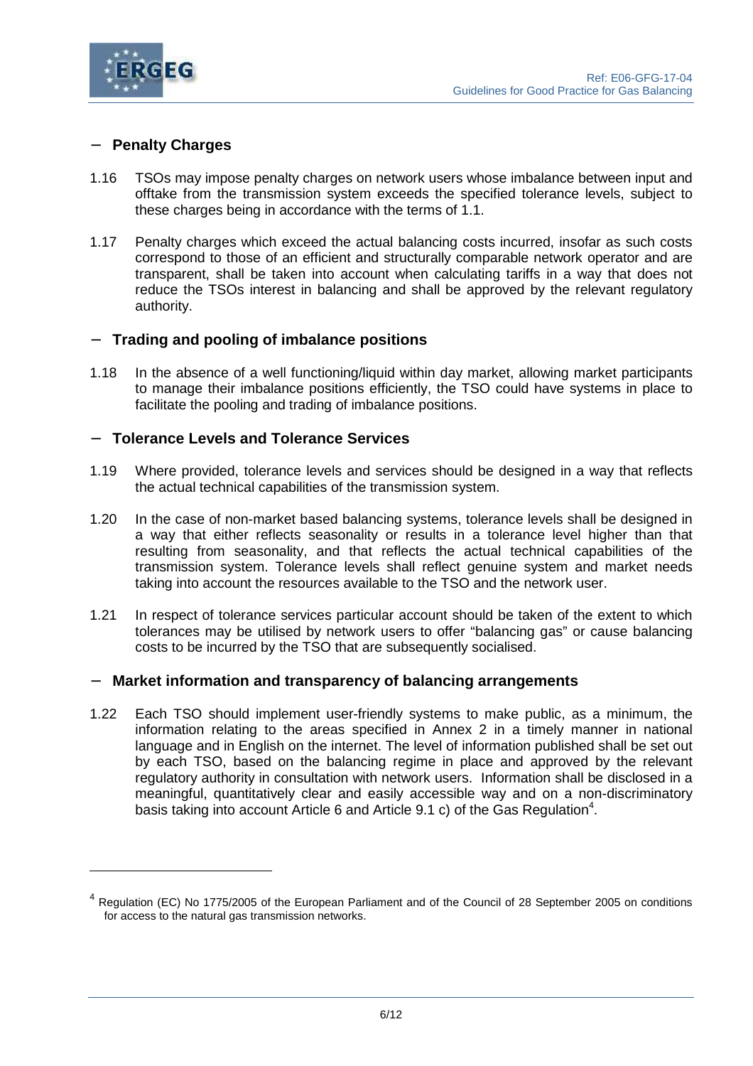## – Penalty Charges

1.16 TSOs may impose penalty charges on network users whose imbalance between input and offtake from the transmission system exceeds the specified tolerance levels, subject to these charges being in accordance with the terms of 1.1.

1.17 Penalty charges which exceed the actual balancing costs incurred, insofar as such costs correspond to those of an efficient and structurally comparable network operator and are transparent, shall be taken into account when calculating tariffs in a way that does not reduce the TSOs interest in balancing and shall be approved by the relevant regulatory authority.

## – Trading and pooling of imbalance positions

1.18 In the absence of a well functioning/liquid within day market, allowing market participants to manage their imbalance positions efficiently, the TSO could have systems in place to facilitate the pooling and trading of imbalance positions.

## – Tolerance Levels and Tolerance Services

1.19 Where provided, tolerance levels and services should be designed in a way that reflects the actual technical capabilities of the transmission system.

1.20 In the case of non-market based balancing systems, tolerance levels shall be designed in a way that either reflects seasonality or results in a tolerance level higher than that resulting from seasonality, and that reflects the actual technical capabilities of the transmission system. Tolerance levels shall reflect genuine system and market needs taking into account the resources available to the TSO and the network user.

1.21 In respect of tolerance services particular account should be taken of the extent to which tolerances may be utilised by network users to offer "balancing gas" or cause balancing costs to be incurred by the TSO that are subsequently socialised.

## – Market information and transparency of balancing arrangements

1.22 Each TSO should implement user-friendly systems to make public, as a minimum, the information relating to the areas specified in Annex 2 in a timely manner in national language and in English on the internet. The level of information published shall be set out by each TSO, based on the balancing regime in place and approved by the relevant regulatory authority in consultation with network users. Information shall be disclosed in a meaningful, quantitatively clear and easily accessible way and on a non-discriminatory basis taking into account Article 6 and Article 9.1 c) of the Gas Regulation[4].

---

[4] Regulation (EC) No 1775/2005 of the European Parliament and of the Council of 28 September 2005 on conditions for access to the natural gas transmission networks.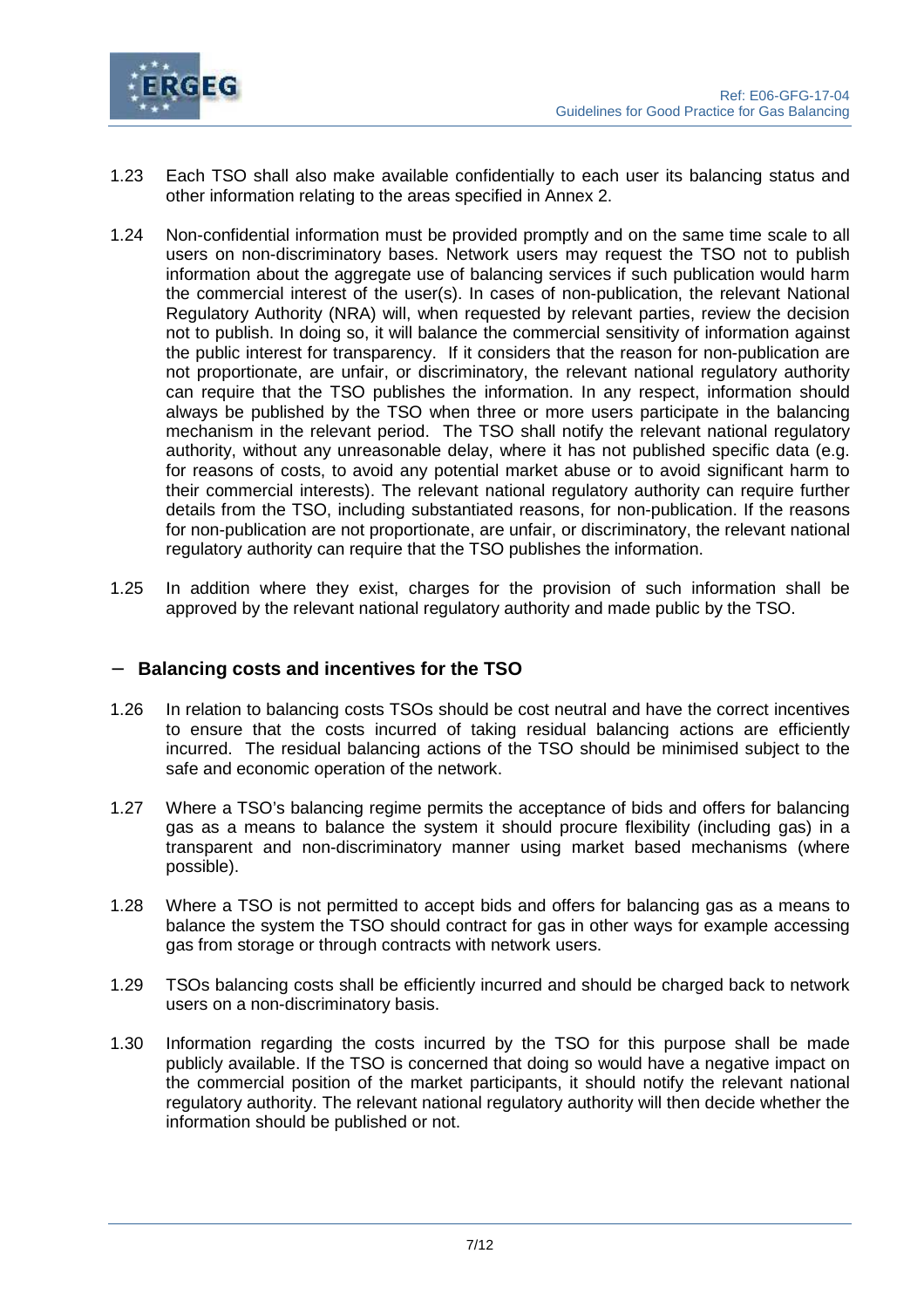1.23 Each TSO shall also make available confidentially to each user its balancing status and other information relating to the areas specified in Annex 2.

1.24 Non-confidential information must be provided promptly and on the same time scale to all users on non-discriminatory bases. Network users may request the TSO not to publish information about the aggregate use of balancing services if such publication would harm the commercial interest of the user(s). In cases of non-publication, the relevant National Regulatory Authority (NRA) will, when requested by relevant parties, review the decision not to publish. In doing so, it will balance the commercial sensitivity of information against the public interest for transparency. If it considers that the reason for non-publication are not proportionate, are unfair, or discriminatory, the relevant national regulatory authority can require that the TSO publishes the information. In any respect, information should always be published by the TSO when three or more users participate in the balancing mechanism in the relevant period. The TSO shall notify the relevant national regulatory authority, without any unreasonable delay, where it has not published specific data (e.g. for reasons of costs, to avoid any potential market abuse or to avoid significant harm to their commercial interests). The relevant national regulatory authority can require further details from the TSO, including substantiated reasons, for non-publication. If the reasons for non-publication are not proportionate, are unfair, or discriminatory, the relevant national regulatory authority can require that the TSO publishes the information.

1.25 In addition where they exist, charges for the provision of such information shall be approved by the relevant national regulatory authority and made public by the TSO.

## − Balancing costs and incentives for the TSO

1.26 In relation to balancing costs TSOs should be cost neutral and have the correct incentives to ensure that the costs incurred of taking residual balancing actions are efficiently incurred. The residual balancing actions of the TSO should be minimised subject to the safe and economic operation of the network.

1.27 Where a TSO's balancing regime permits the acceptance of bids and offers for balancing gas as a means to balance the system it should procure flexibility (including gas) in a transparent and non-discriminatory manner using market based mechanisms (where possible).

1.28 Where a TSO is not permitted to accept bids and offers for balancing gas as a means to balance the system the TSO should contract for gas in other ways for example accessing gas from storage or through contracts with network users.

1.29 TSOs balancing costs shall be efficiently incurred and should be charged back to network users on a non-discriminatory basis.

1.30 Information regarding the costs incurred by the TSO for this purpose shall be made publicly available. If the TSO is concerned that doing so would have a negative impact on the commercial position of the market participants, it should notify the relevant national regulatory authority. The relevant national regulatory authority will then decide whether the information should be published or not.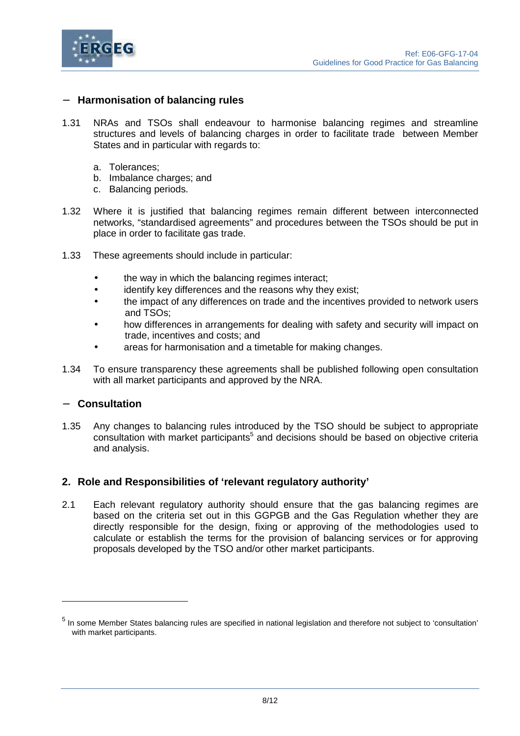### – Harmonisation of balancing rules

1.31 NRAs and TSOs shall endeavour to harmonise balancing regimes and streamline structures and levels of balancing charges in order to facilitate trade between Member States and in particular with regards to:

a. Tolerances;
b. Imbalance charges; and
c. Balancing periods.

1.32 Where it is justified that balancing regimes remain different between interconnected networks, "standardised agreements" and procedures between the TSOs should be put in place in order to facilitate gas trade.

1.33 These agreements should include in particular:

- the way in which the balancing regimes interact;
- identify key differences and the reasons why they exist;
- the impact of any differences on trade and the incentives provided to network users and TSOs;
- how differences in arrangements for dealing with safety and security will impact on trade, incentives and costs; and
- areas for harmonisation and a timetable for making changes.

1.34 To ensure transparency these agreements shall be published following open consultation with all market participants and approved by the NRA.

### – Consultation

1.35 Any changes to balancing rules introduced by the TSO should be subject to appropriate consultation with market participants[5] and decisions should be based on objective criteria and analysis.

## 2. Role and Responsibilities of 'relevant regulatory authority'

2.1 Each relevant regulatory authority should ensure that the gas balancing regimes are based on the criteria set out in this GGPGB and the Gas Regulation whether they are directly responsible for the design, fixing or approving of the methodologies used to calculate or establish the terms for the provision of balancing services or for approving proposals developed by the TSO and/or other market participants.

---

[5] In some Member States balancing rules are specified in national legislation and therefore not subject to 'consultation' with market participants.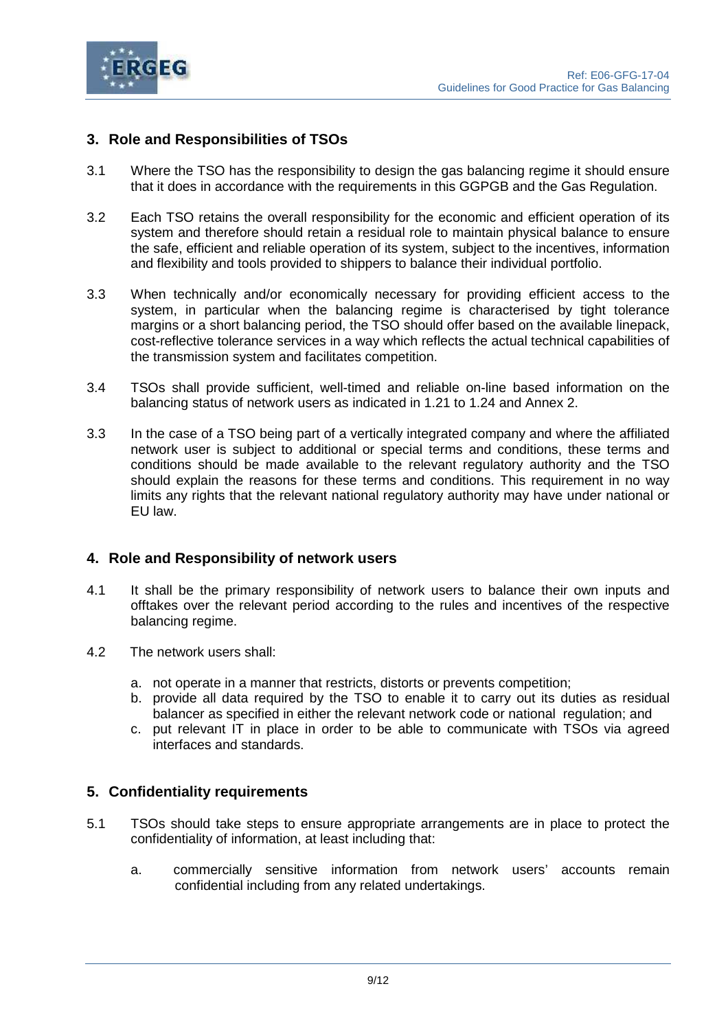## 3. Role and Responsibilities of TSOs

3.1 Where the TSO has the responsibility to design the gas balancing regime it should ensure that it does in accordance with the requirements in this GGPGB and the Gas Regulation.

3.2 Each TSO retains the overall responsibility for the economic and efficient operation of its system and therefore should retain a residual role to maintain physical balance to ensure the safe, efficient and reliable operation of its system, subject to the incentives, information and flexibility and tools provided to shippers to balance their individual portfolio.

3.3 When technically and/or economically necessary for providing efficient access to the system, in particular when the balancing regime is characterised by tight tolerance margins or a short balancing period, the TSO should offer based on the available linepack, cost-reflective tolerance services in a way which reflects the actual technical capabilities of the transmission system and facilitates competition.

3.4 TSOs shall provide sufficient, well-timed and reliable on-line based information on the balancing status of network users as indicated in 1.21 to 1.24 and Annex 2.

3.3 In the case of a TSO being part of a vertically integrated company and where the affiliated network user is subject to additional or special terms and conditions, these terms and conditions should be made available to the relevant regulatory authority and the TSO should explain the reasons for these terms and conditions. This requirement in no way limits any rights that the relevant national regulatory authority may have under national or EU law.

## 4. Role and Responsibility of network users

4.1 It shall be the primary responsibility of network users to balance their own inputs and offtakes over the relevant period according to the rules and incentives of the respective balancing regime.

4.2 The network users shall:

a. not operate in a manner that restricts, distorts or prevents competition;
b. provide all data required by the TSO to enable it to carry out its duties as residual balancer as specified in either the relevant network code or national regulation; and
c. put relevant IT in place in order to be able to communicate with TSOs via agreed interfaces and standards.

## 5. Confidentiality requirements

5.1 TSOs should take steps to ensure appropriate arrangements are in place to protect the confidentiality of information, at least including that:

a. commercially sensitive information from network users' accounts remain confidential including from any related undertakings.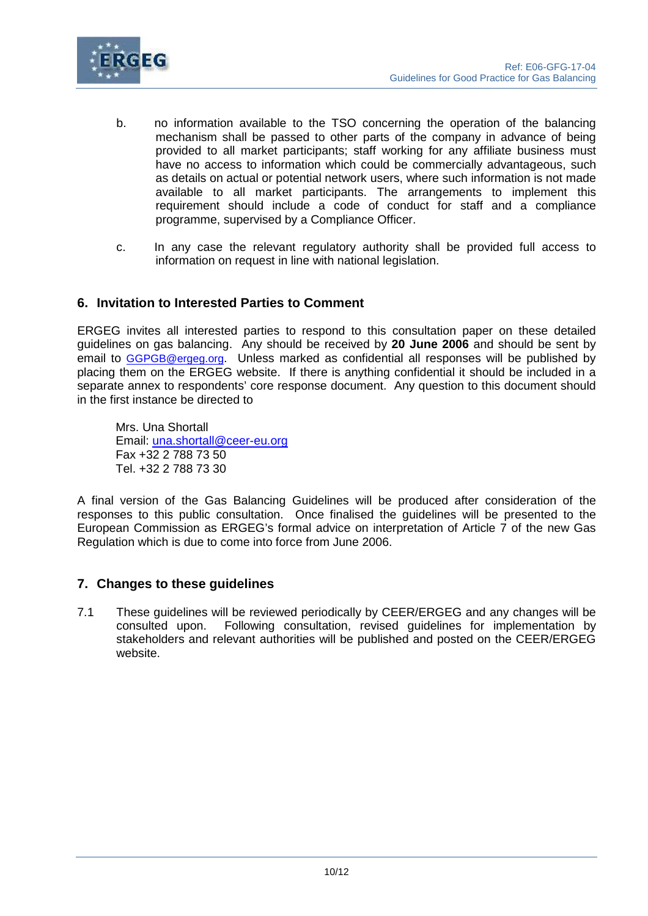b. no information available to the TSO concerning the operation of the balancing mechanism shall be passed to other parts of the company in advance of being provided to all market participants; staff working for any affiliate business must have no access to information which could be commercially advantageous, such as details on actual or potential network users, where such information is not made available to all market participants. The arrangements to implement this requirement should include a code of conduct for staff and a compliance programme, supervised by a Compliance Officer.

c. In any case the relevant regulatory authority shall be provided full access to information on request in line with national legislation.

## 6. Invitation to Interested Parties to Comment

ERGEG invites all interested parties to respond to this consultation paper on these detailed guidelines on gas balancing. Any should be received by **20 June 2006** and should be sent by email to GGPGB@ergeg.org. Unless marked as confidential all responses will be published by placing them on the ERGEG website. If there is anything confidential it should be included in a separate annex to respondents' core response document. Any question to this document should in the first instance be directed to

Mrs. Una Shortall
Email: una.shortall@ceer-eu.org
Fax +32 2 788 73 50
Tel. +32 2 788 73 30

A final version of the Gas Balancing Guidelines will be produced after consideration of the responses to this public consultation. Once finalised the guidelines will be presented to the European Commission as ERGEG's formal advice on interpretation of Article 7 of the new Gas Regulation which is due to come into force from June 2006.

## 7. Changes to these guidelines

7.1 These guidelines will be reviewed periodically by CEER/ERGEG and any changes will be consulted upon. Following consultation, revised guidelines for implementation by stakeholders and relevant authorities will be published and posted on the CEER/ERGEG website.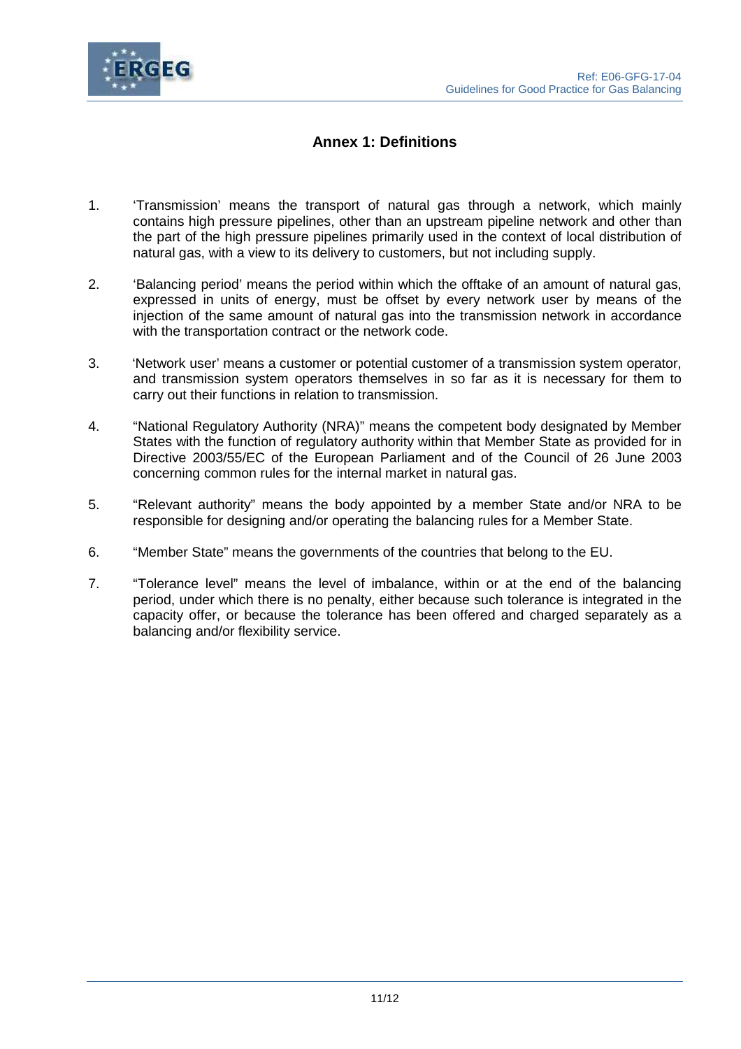## Annex 1: Definitions

1. 'Transmission' means the transport of natural gas through a network, which mainly contains high pressure pipelines, other than an upstream pipeline network and other than the part of the high pressure pipelines primarily used in the context of local distribution of natural gas, with a view to its delivery to customers, but not including supply.

2. 'Balancing period' means the period within which the offtake of an amount of natural gas, expressed in units of energy, must be offset by every network user by means of the injection of the same amount of natural gas into the transmission network in accordance with the transportation contract or the network code.

3. 'Network user' means a customer or potential customer of a transmission system operator, and transmission system operators themselves in so far as it is necessary for them to carry out their functions in relation to transmission.

4. "National Regulatory Authority (NRA)" means the competent body designated by Member States with the function of regulatory authority within that Member State as provided for in Directive 2003/55/EC of the European Parliament and of the Council of 26 June 2003 concerning common rules for the internal market in natural gas.

5. "Relevant authority" means the body appointed by a member State and/or NRA to be responsible for designing and/or operating the balancing rules for a Member State.

6. "Member State" means the governments of the countries that belong to the EU.

7. "Tolerance level" means the level of imbalance, within or at the end of the balancing period, under which there is no penalty, either because such tolerance is integrated in the capacity offer, or because the tolerance has been offered and charged separately as a balancing and/or flexibility service.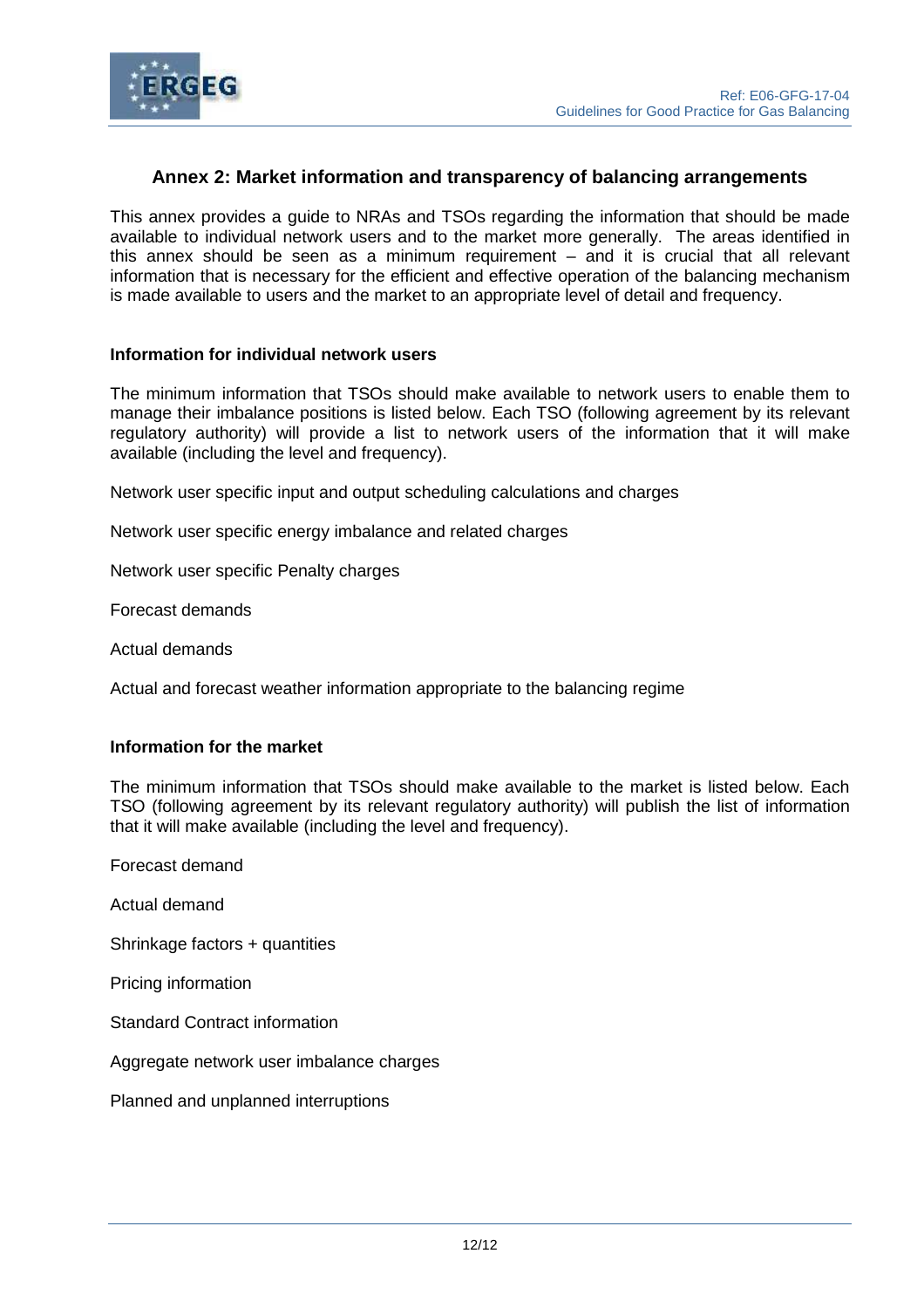## Annex 2: Market information and transparency of balancing arrangements

This annex provides a guide to NRAs and TSOs regarding the information that should be made available to individual network users and to the market more generally. The areas identified in this annex should be seen as a minimum requirement – and it is crucial that all relevant information that is necessary for the efficient and effective operation of the balancing mechanism is made available to users and the market to an appropriate level of detail and frequency.

### Information for individual network users

The minimum information that TSOs should make available to network users to enable them to manage their imbalance positions is listed below. Each TSO (following agreement by its relevant regulatory authority) will provide a list to network users of the information that it will make available (including the level and frequency).

Network user specific input and output scheduling calculations and charges

Network user specific energy imbalance and related charges

Network user specific Penalty charges

Forecast demands

Actual demands

Actual and forecast weather information appropriate to the balancing regime

### Information for the market

The minimum information that TSOs should make available to the market is listed below. Each TSO (following agreement by its relevant regulatory authority) will publish the list of information that it will make available (including the level and frequency).

Forecast demand

Actual demand

Shrinkage factors + quantities

Pricing information

Standard Contract information

Aggregate network user imbalance charges

Planned and unplanned interruptions